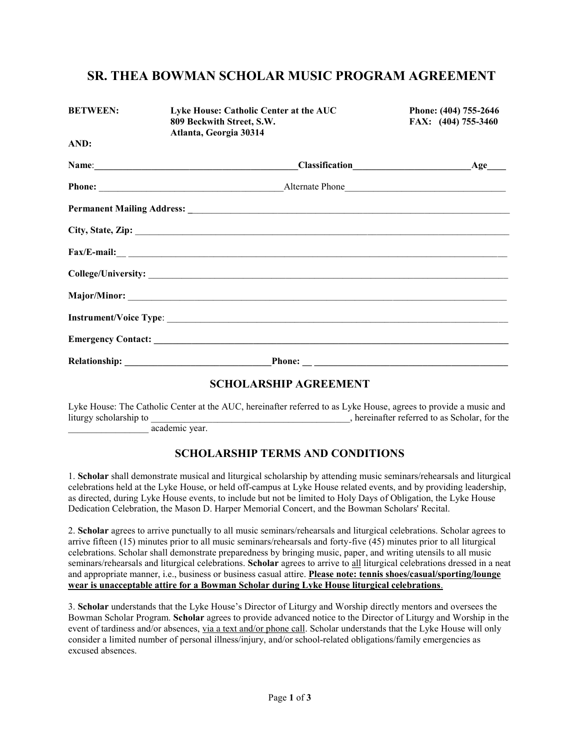# SR. THEA BOWMAN SCHOLAR MUSIC PROGRAM AGREEMENT

**BETWEEN:** **Lyke House: Catholic Center at the AUC**
**809 Beckwith Street, S.W.**
**Atlanta, Georgia 30314**

**Phone: (404) 755-2646**
**FAX: (404) 755-3460**

**AND:**

**Name**:____________________________________________**Classification**_________________________**Age**____

**Phone:** _______________________________________Alternate Phone__________________________________

**Permanent Mailing Address:** ______________________________________________________________________

**City, State, Zip:** ______________________________________________________________________________

**Fax/E-mail:**__ ________________________________________________________________________________

**College/University:** _____________________________________________________________________________

**Major/Minor:** _________________________________________________________________________________

**Instrument/Voice Type**: _________________________________________________________________________

**Emergency Contact:** ______________________________________________________________________________

**Relationship:** _______________________________**Phone:** __ __________________________________________

## SCHOLARSHIP AGREEMENT

Lyke House: The Catholic Center at the AUC, hereinafter referred to as Lyke House, agrees to provide a music and liturgy scholarship to __________________________________________, hereinafter referred to as Scholar, for the _________________ academic year.

## SCHOLARSHIP TERMS AND CONDITIONS

1. **Scholar** shall demonstrate musical and liturgical scholarship by attending music seminars/rehearsals and liturgical celebrations held at the Lyke House, or held off-campus at Lyke House related events, and by providing leadership, as directed, during Lyke House events, to include but not be limited to Holy Days of Obligation, the Lyke House Dedication Celebration, the Mason D. Harper Memorial Concert, and the Bowman Scholars' Recital.

2. **Scholar** agrees to arrive punctually to all music seminars/rehearsals and liturgical celebrations. Scholar agrees to arrive fifteen (15) minutes prior to all music seminars/rehearsals and forty-five (45) minutes prior to all liturgical celebrations. Scholar shall demonstrate preparedness by bringing music, paper, and writing utensils to all music seminars/rehearsals and liturgical celebrations. **Scholar** agrees to arrive to all liturgical celebrations dressed in a neat and appropriate manner, i.e., business or business casual attire. **Please note: tennis shoes/casual/sporting/lounge wear is unacceptable attire for a Bowman Scholar during Lyke House liturgical celebrations**.

3. **Scholar** understands that the Lyke House's Director of Liturgy and Worship directly mentors and oversees the Bowman Scholar Program. **Scholar** agrees to provide advanced notice to the Director of Liturgy and Worship in the event of tardiness and/or absences, via a text and/or phone call. Scholar understands that the Lyke House will only consider a limited number of personal illness/injury, and/or school-related obligations/family emergencies as excused absences.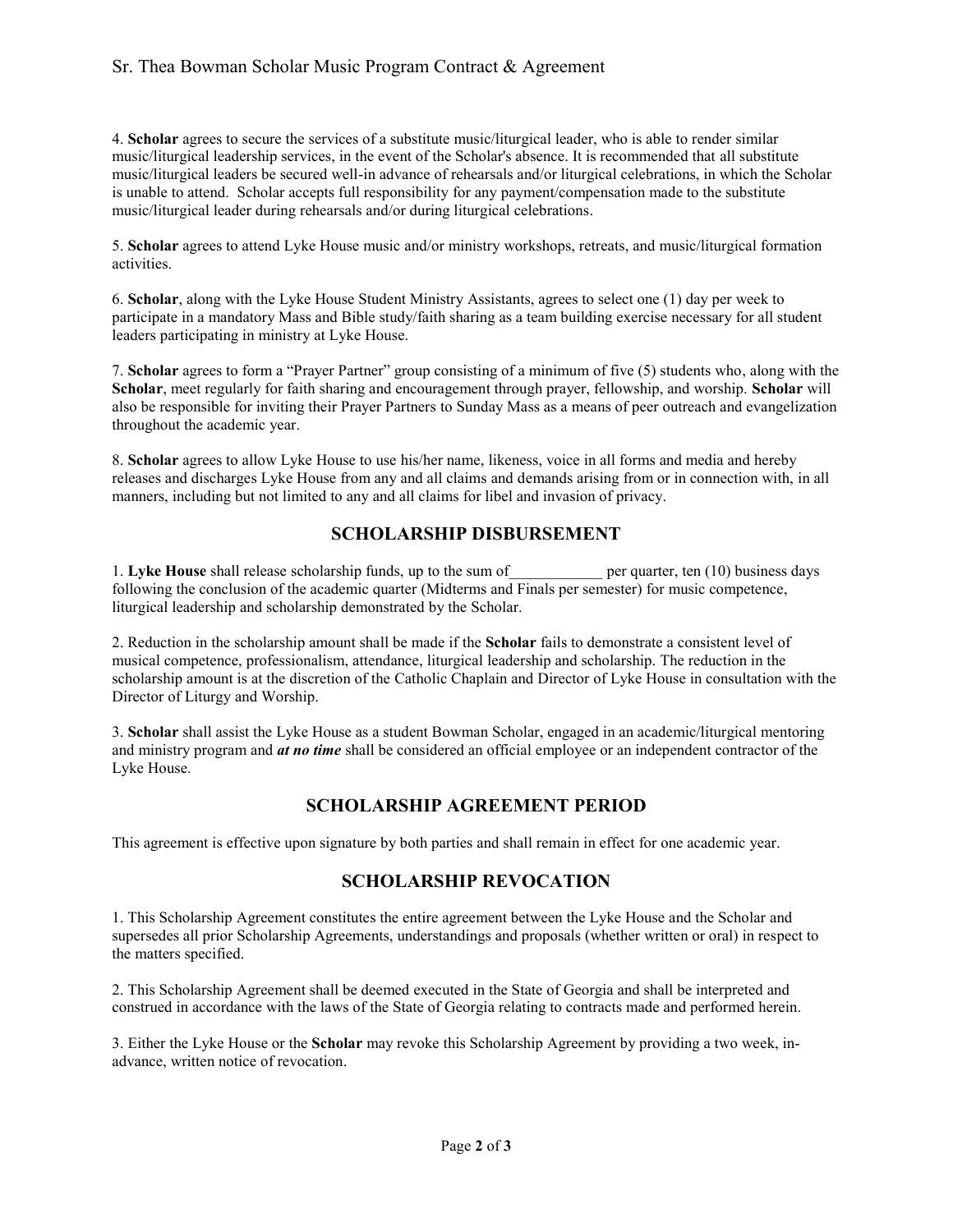4. **Scholar** agrees to secure the services of a substitute music/liturgical leader, who is able to render similar music/liturgical leadership services, in the event of the Scholar's absence. It is recommended that all substitute music/liturgical leaders be secured well-in advance of rehearsals and/or liturgical celebrations, in which the Scholar is unable to attend. Scholar accepts full responsibility for any payment/compensation made to the substitute music/liturgical leader during rehearsals and/or during liturgical celebrations.

5. **Scholar** agrees to attend Lyke House music and/or ministry workshops, retreats, and music/liturgical formation activities.

6. **Scholar**, along with the Lyke House Student Ministry Assistants, agrees to select one (1) day per week to participate in a mandatory Mass and Bible study/faith sharing as a team building exercise necessary for all student leaders participating in ministry at Lyke House.

7. **Scholar** agrees to form a "Prayer Partner" group consisting of a minimum of five (5) students who, along with the **Scholar**, meet regularly for faith sharing and encouragement through prayer, fellowship, and worship. **Scholar** will also be responsible for inviting their Prayer Partners to Sunday Mass as a means of peer outreach and evangelization throughout the academic year.

8. **Scholar** agrees to allow Lyke House to use his/her name, likeness, voice in all forms and media and hereby releases and discharges Lyke House from any and all claims and demands arising from or in connection with, in all manners, including but not limited to any and all claims for libel and invasion of privacy.

## SCHOLARSHIP DISBURSEMENT

1. **Lyke House** shall release scholarship funds, up to the sum of____________ per quarter, ten (10) business days following the conclusion of the academic quarter (Midterms and Finals per semester) for music competence, liturgical leadership and scholarship demonstrated by the Scholar.

2. Reduction in the scholarship amount shall be made if the **Scholar** fails to demonstrate a consistent level of musical competence, professionalism, attendance, liturgical leadership and scholarship. The reduction in the scholarship amount is at the discretion of the Catholic Chaplain and Director of Lyke House in consultation with the Director of Liturgy and Worship.

3. **Scholar** shall assist the Lyke House as a student Bowman Scholar, engaged in an academic/liturgical mentoring and ministry program and ***at no time*** shall be considered an official employee or an independent contractor of the Lyke House.

## SCHOLARSHIP AGREEMENT PERIOD

This agreement is effective upon signature by both parties and shall remain in effect for one academic year.

## SCHOLARSHIP REVOCATION

1. This Scholarship Agreement constitutes the entire agreement between the Lyke House and the Scholar and supersedes all prior Scholarship Agreements, understandings and proposals (whether written or oral) in respect to the matters specified.

2. This Scholarship Agreement shall be deemed executed in the State of Georgia and shall be interpreted and construed in accordance with the laws of the State of Georgia relating to contracts made and performed herein.

3. Either the Lyke House or the **Scholar** may revoke this Scholarship Agreement by providing a two week, in-advance, written notice of revocation.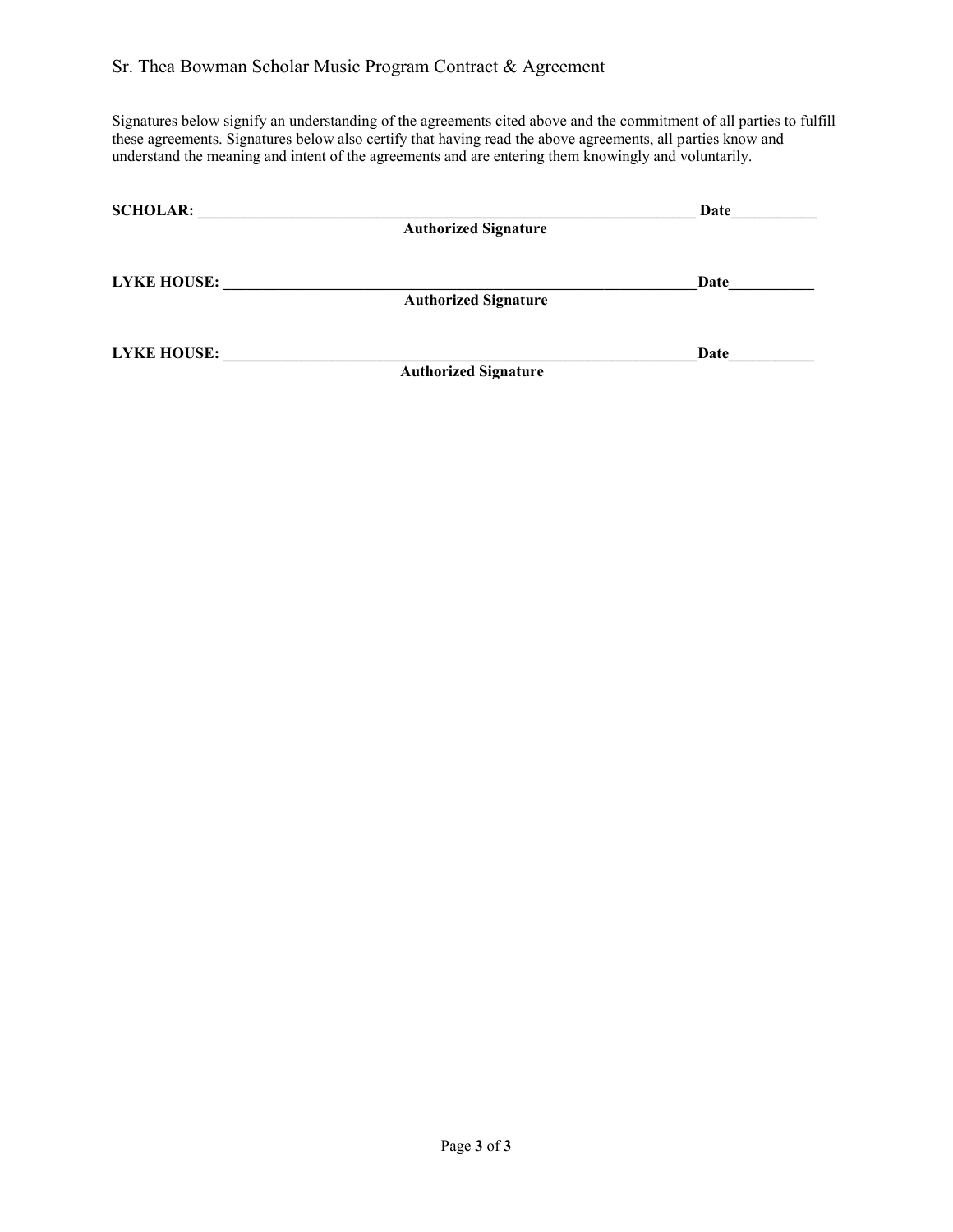Sr. Thea Bowman Scholar Music Program Contract & Agreement

Signatures below signify an understanding of the agreements cited above and the commitment of all parties to fulfill these agreements. Signatures below also certify that having read the above agreements, all parties know and understand the meaning and intent of the agreements and are entering them knowingly and voluntarily.

**SCHOLAR:** _______________________________________________________________ **Date**___________
**Authorized Signature**

**LYKE HOUSE:** ___________________________________________________________**Date**___________
**Authorized Signature**

**LYKE HOUSE:** ___________________________________________________________**Date**___________
**Authorized Signature**